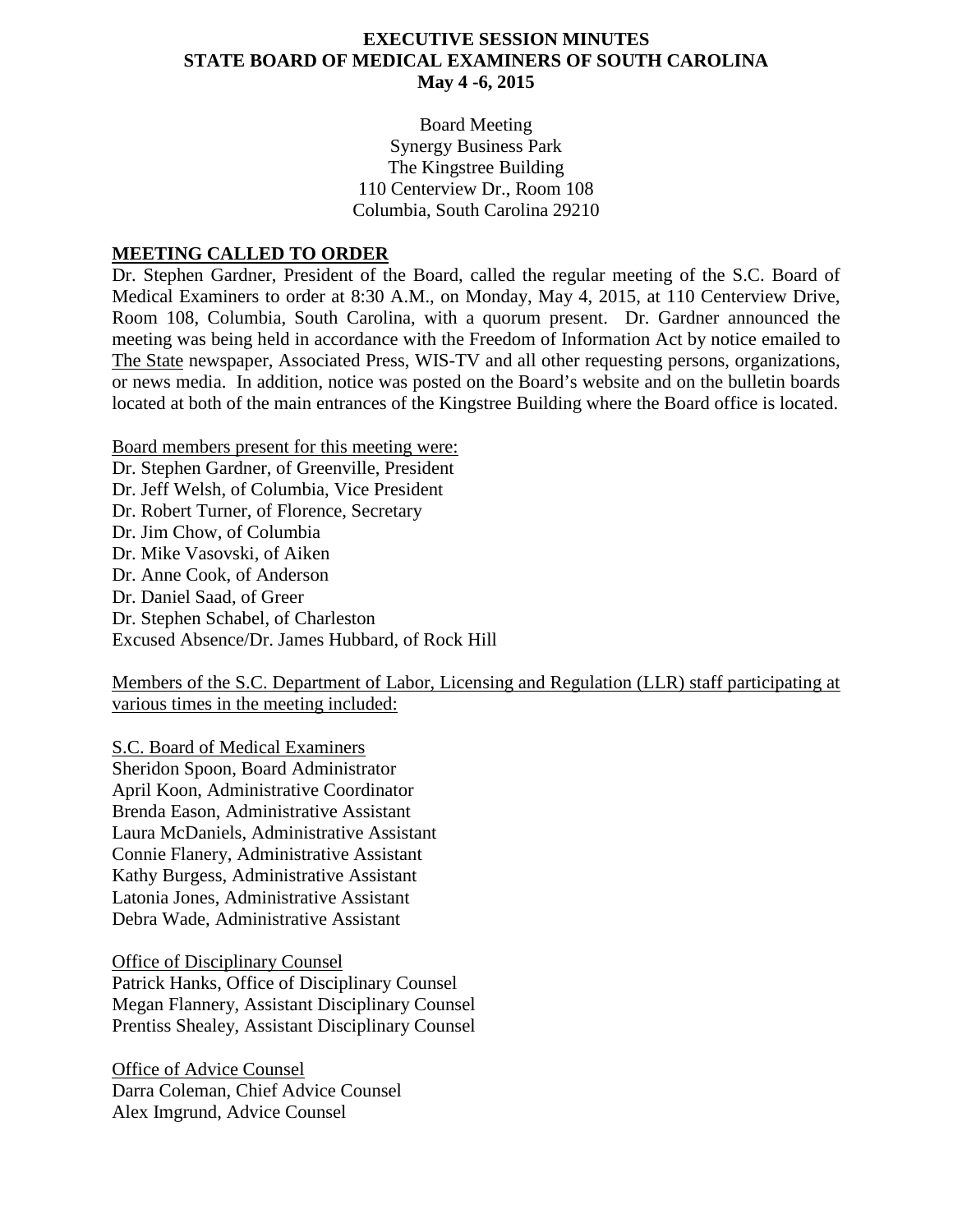# EXECUTIVE SESSION MINUTES
# STATE BOARD OF MEDICAL EXAMINERS OF SOUTH CAROLINA
# May 4 -6, 2015

Board Meeting
Synergy Business Park
The Kingstree Building
110 Centerview Dr., Room 108
Columbia, South Carolina 29210

## MEETING CALLED TO ORDER

Dr. Stephen Gardner, President of the Board, called the regular meeting of the S.C. Board of Medical Examiners to order at 8:30 A.M., on Monday, May 4, 2015, at 110 Centerview Drive, Room 108, Columbia, South Carolina, with a quorum present. Dr. Gardner announced the meeting was being held in accordance with the Freedom of Information Act by notice emailed to The State newspaper, Associated Press, WIS-TV and all other requesting persons, organizations, or news media. In addition, notice was posted on the Board's website and on the bulletin boards located at both of the main entrances of the Kingstree Building where the Board office is located.

Board members present for this meeting were:
Dr. Stephen Gardner, of Greenville, President
Dr. Jeff Welsh, of Columbia, Vice President
Dr. Robert Turner, of Florence, Secretary
Dr. Jim Chow, of Columbia
Dr. Mike Vasovski, of Aiken
Dr. Anne Cook, of Anderson
Dr. Daniel Saad, of Greer
Dr. Stephen Schabel, of Charleston
Excused Absence/Dr. James Hubbard, of Rock Hill

Members of the S.C. Department of Labor, Licensing and Regulation (LLR) staff participating at various times in the meeting included:

S.C. Board of Medical Examiners
Sheridon Spoon, Board Administrator
April Koon, Administrative Coordinator
Brenda Eason, Administrative Assistant
Laura McDaniels, Administrative Assistant
Connie Flanery, Administrative Assistant
Kathy Burgess, Administrative Assistant
Latonia Jones, Administrative Assistant
Debra Wade, Administrative Assistant

Office of Disciplinary Counsel
Patrick Hanks, Office of Disciplinary Counsel
Megan Flannery, Assistant Disciplinary Counsel
Prentiss Shealey, Assistant Disciplinary Counsel

Office of Advice Counsel
Darra Coleman, Chief Advice Counsel
Alex Imgrund, Advice Counsel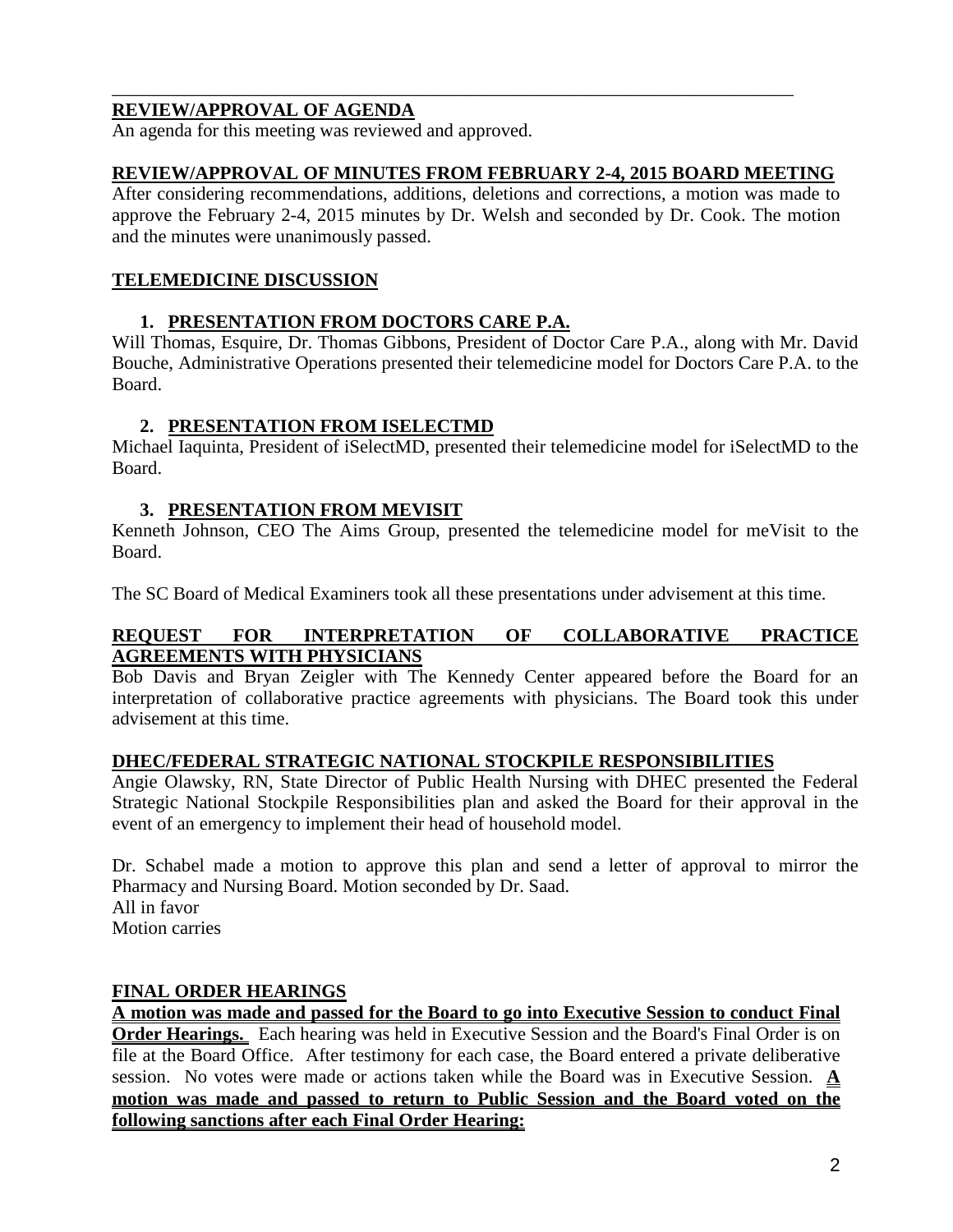## REVIEW/APPROVAL OF AGENDA

An agenda for this meeting was reviewed and approved.

## REVIEW/APPROVAL OF MINUTES FROM FEBRUARY 2-4, 2015 BOARD MEETING

After considering recommendations, additions, deletions and corrections, a motion was made to approve the February 2-4, 2015 minutes by Dr. Welsh and seconded by Dr. Cook. The motion and the minutes were unanimously passed.

## TELEMEDICINE DISCUSSION

### 1. PRESENTATION FROM DOCTORS CARE P.A.

Will Thomas, Esquire, Dr. Thomas Gibbons, President of Doctor Care P.A., along with Mr. David Bouche, Administrative Operations presented their telemedicine model for Doctors Care P.A. to the Board.

### 2. PRESENTATION FROM ISELECTMD

Michael Iaquinta, President of iSelectMD, presented their telemedicine model for iSelectMD to the Board.

### 3. PRESENTATION FROM MEVISIT

Kenneth Johnson, CEO The Aims Group, presented the telemedicine model for meVisit to the Board.

The SC Board of Medical Examiners took all these presentations under advisement at this time.

## REQUEST FOR INTERPRETATION OF COLLABORATIVE PRACTICE AGREEMENTS WITH PHYSICIANS

Bob Davis and Bryan Zeigler with The Kennedy Center appeared before the Board for an interpretation of collaborative practice agreements with physicians. The Board took this under advisement at this time.

## DHEC/FEDERAL STRATEGIC NATIONAL STOCKPILE RESPONSIBILITIES

Angie Olawsky, RN, State Director of Public Health Nursing with DHEC presented the Federal Strategic National Stockpile Responsibilities plan and asked the Board for their approval in the event of an emergency to implement their head of household model.

Dr. Schabel made a motion to approve this plan and send a letter of approval to mirror the Pharmacy and Nursing Board. Motion seconded by Dr. Saad.
All in favor
Motion carries

## FINAL ORDER HEARINGS

**A motion was made and passed for the Board to go into Executive Session to conduct Final Order Hearings.** Each hearing was held in Executive Session and the Board's Final Order is on file at the Board Office. After testimony for each case, the Board entered a private deliberative session. No votes were made or actions taken while the Board was in Executive Session. **A motion was made and passed to return to Public Session and the Board voted on the following sanctions after each Final Order Hearing:**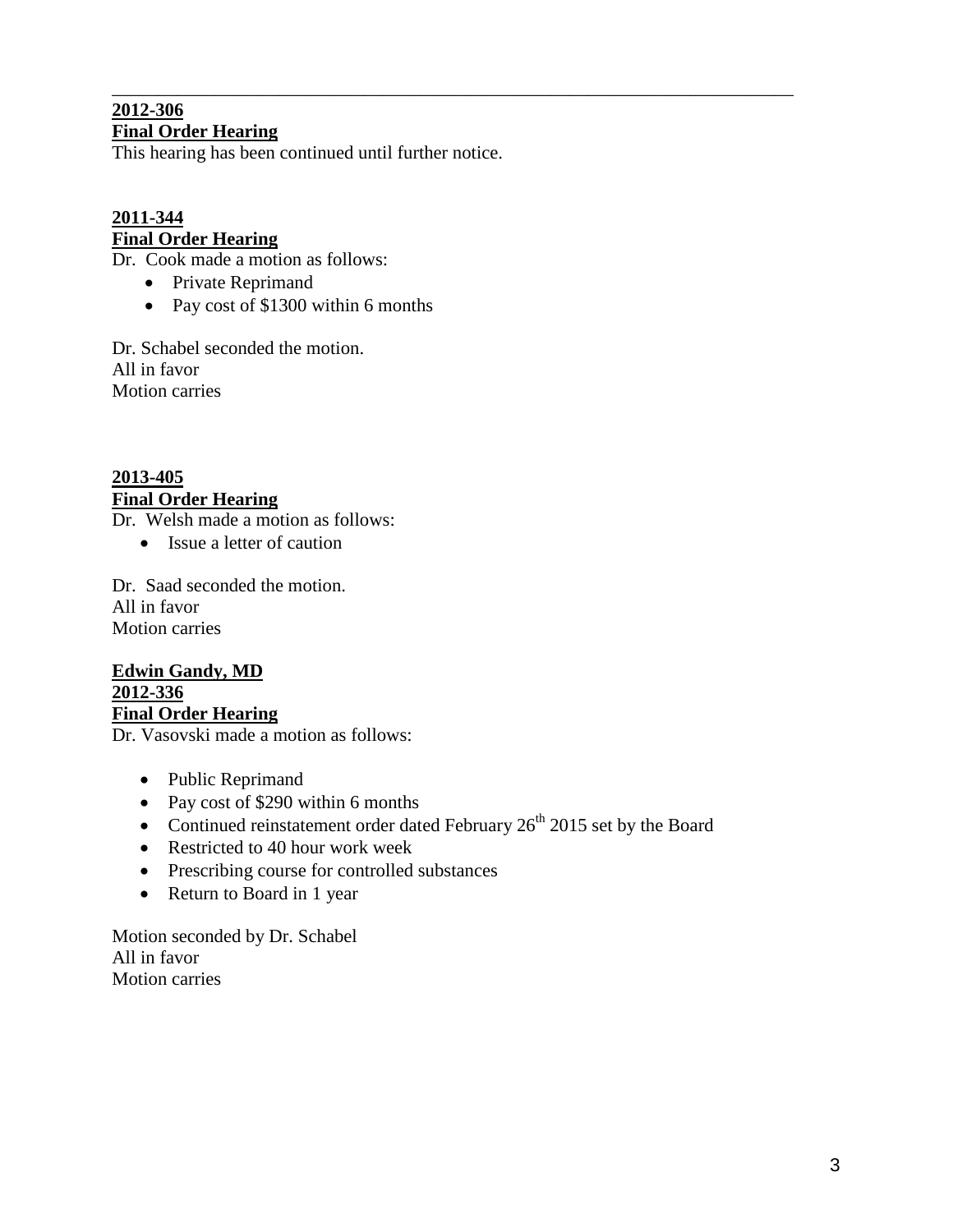---

**2012-306**
**Final Order Hearing**
This hearing has been continued until further notice.

**2011-344**
**Final Order Hearing**
Dr. Cook made a motion as follows:

- Private Reprimand
- Pay cost of $1300 within 6 months

Dr. Schabel seconded the motion.
All in favor
Motion carries

**2013-405**
**Final Order Hearing**
Dr. Welsh made a motion as follows:

- Issue a letter of caution

Dr. Saad seconded the motion.
All in favor
Motion carries

**Edwin Gandy, MD**
**2012-336**
**Final Order Hearing**
Dr. Vasovski made a motion as follows:

- Public Reprimand
- Pay cost of $290 within 6 months
- Continued reinstatement order dated February 26th 2015 set by the Board
- Restricted to 40 hour work week
- Prescribing course for controlled substances
- Return to Board in 1 year

Motion seconded by Dr. Schabel
All in favor
Motion carries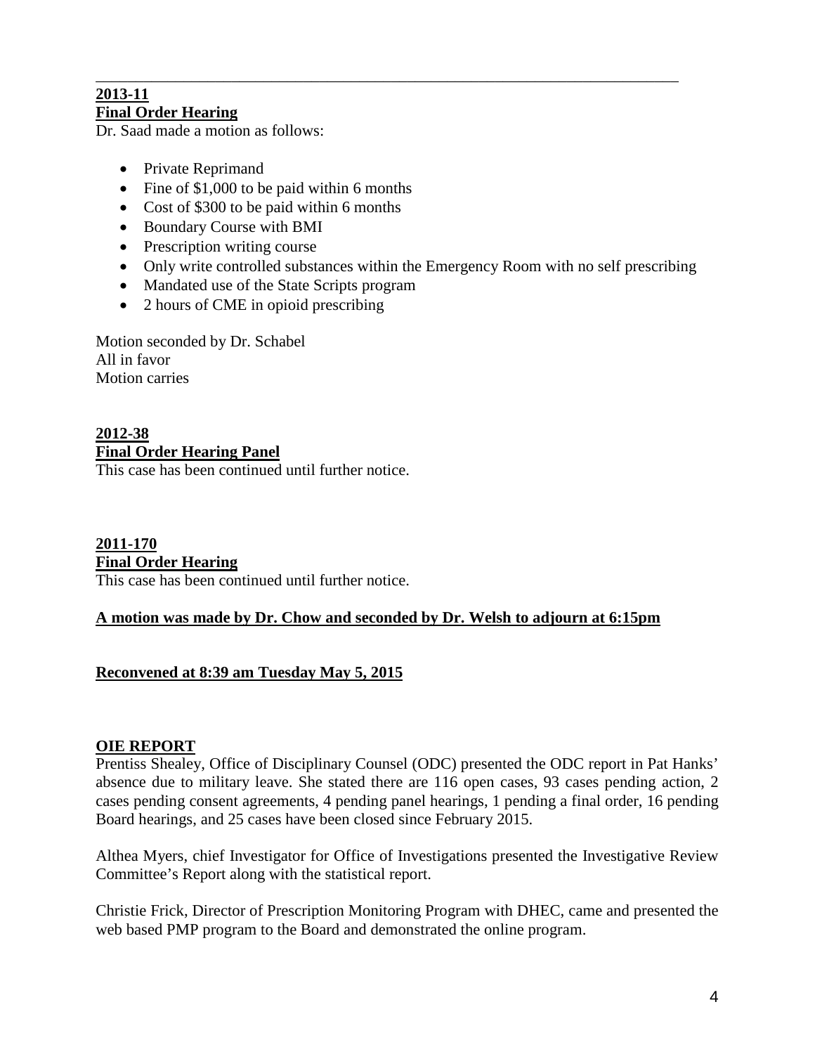---

**2013-11**
**Final Order Hearing**

Dr. Saad made a motion as follows:

- Private Reprimand
- Fine of $1,000 to be paid within 6 months
- Cost of $300 to be paid within 6 months
- Boundary Course with BMI
- Prescription writing course
- Only write controlled substances within the Emergency Room with no self prescribing
- Mandated use of the State Scripts program
- 2 hours of CME in opioid prescribing

Motion seconded by Dr. Schabel
All in favor
Motion carries

**2012-38**
**Final Order Hearing Panel**

This case has been continued until further notice.

**2011-170**
**Final Order Hearing**

This case has been continued until further notice.

**A motion was made by Dr. Chow and seconded by Dr. Welsh to adjourn at 6:15pm**

**Reconvened at 8:39 am Tuesday May 5, 2015**

**OIE REPORT**

Prentiss Shealey, Office of Disciplinary Counsel (ODC) presented the ODC report in Pat Hanks' absence due to military leave. She stated there are 116 open cases, 93 cases pending action, 2 cases pending consent agreements, 4 pending panel hearings, 1 pending a final order, 16 pending Board hearings, and 25 cases have been closed since February 2015.

Althea Myers, chief Investigator for Office of Investigations presented the Investigative Review Committee's Report along with the statistical report.

Christie Frick, Director of Prescription Monitoring Program with DHEC, came and presented the web based PMP program to the Board and demonstrated the online program.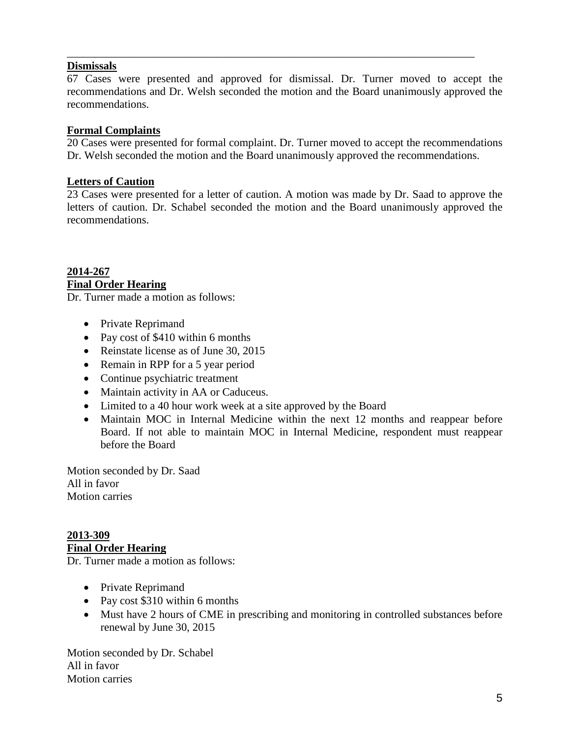---

**Dismissals**

67 Cases were presented and approved for dismissal. Dr. Turner moved to accept the recommendations and Dr. Welsh seconded the motion and the Board unanimously approved the recommendations.

**Formal Complaints**

20 Cases were presented for formal complaint. Dr. Turner moved to accept the recommendations Dr. Welsh seconded the motion and the Board unanimously approved the recommendations.

**Letters of Caution**

23 Cases were presented for a letter of caution. A motion was made by Dr. Saad to approve the letters of caution. Dr. Schabel seconded the motion and the Board unanimously approved the recommendations.

**2014-267**

**Final Order Hearing**

Dr. Turner made a motion as follows:

- Private Reprimand
- Pay cost of $410 within 6 months
- Reinstate license as of June 30, 2015
- Remain in RPP for a 5 year period
- Continue psychiatric treatment
- Maintain activity in AA or Caduceus.
- Limited to a 40 hour work week at a site approved by the Board
- Maintain MOC in Internal Medicine within the next 12 months and reappear before Board. If not able to maintain MOC in Internal Medicine, respondent must reappear before the Board

Motion seconded by Dr. Saad
All in favor
Motion carries

**2013-309**

**Final Order Hearing**

Dr. Turner made a motion as follows:

- Private Reprimand
- Pay cost $310 within 6 months
- Must have 2 hours of CME in prescribing and monitoring in controlled substances before renewal by June 30, 2015

Motion seconded by Dr. Schabel
All in favor
Motion carries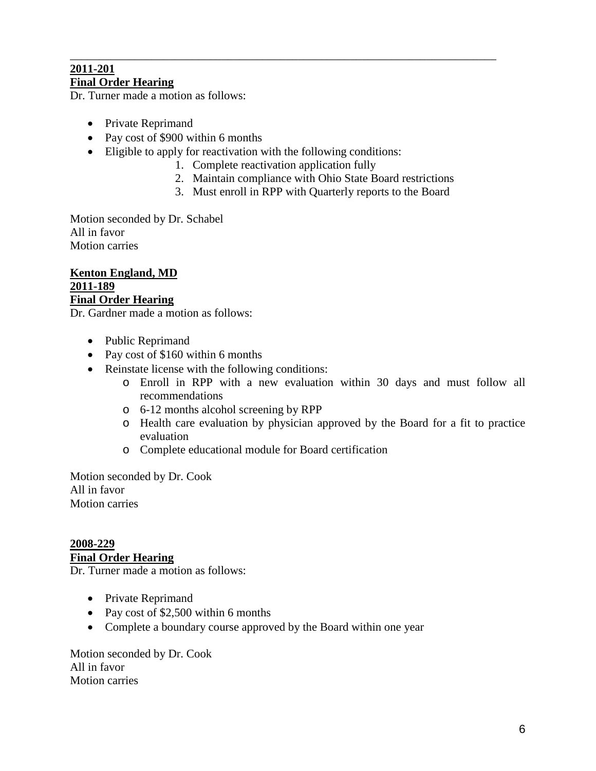---

**2011-201**
**Final Order Hearing**
Dr. Turner made a motion as follows:

- Private Reprimand
- Pay cost of $900 within 6 months
- Eligible to apply for reactivation with the following conditions:
  1. Complete reactivation application fully
  2. Maintain compliance with Ohio State Board restrictions
  3. Must enroll in RPP with Quarterly reports to the Board

Motion seconded by Dr. Schabel
All in favor
Motion carries

**Kenton England, MD**
**2011-189**
**Final Order Hearing**
Dr. Gardner made a motion as follows:

- Public Reprimand
- Pay cost of $160 within 6 months
- Reinstate license with the following conditions:
  - Enroll in RPP with a new evaluation within 30 days and must follow all recommendations
  - 6-12 months alcohol screening by RPP
  - Health care evaluation by physician approved by the Board for a fit to practice evaluation
  - Complete educational module for Board certification

Motion seconded by Dr. Cook
All in favor
Motion carries

**2008-229**
**Final Order Hearing**
Dr. Turner made a motion as follows:

- Private Reprimand
- Pay cost of $2,500 within 6 months
- Complete a boundary course approved by the Board within one year

Motion seconded by Dr. Cook
All in favor
Motion carries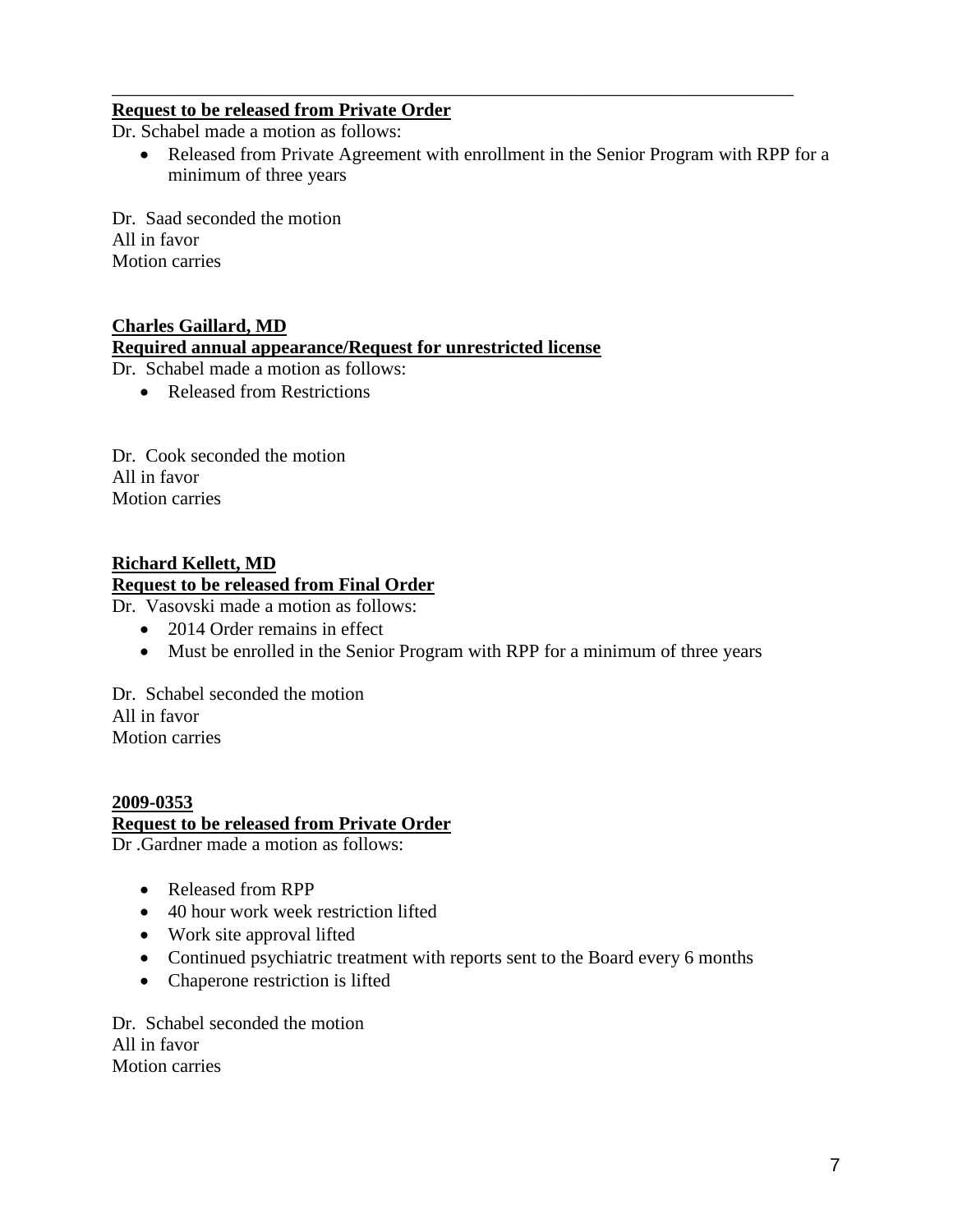---

**Request to be released from Private Order**

Dr. Schabel made a motion as follows:

- Released from Private Agreement with enrollment in the Senior Program with RPP for a minimum of three years

Dr. Saad seconded the motion
All in favor
Motion carries

**Charles Gaillard, MD**
**Required annual appearance/Request for unrestricted license**

Dr. Schabel made a motion as follows:

- Released from Restrictions

Dr. Cook seconded the motion
All in favor
Motion carries

**Richard Kellett, MD**
**Request to be released from Final Order**

Dr. Vasovski made a motion as follows:

- 2014 Order remains in effect
- Must be enrolled in the Senior Program with RPP for a minimum of three years

Dr. Schabel seconded the motion
All in favor
Motion carries

**2009-0353**
**Request to be released from Private Order**

Dr .Gardner made a motion as follows:

- Released from RPP
- 40 hour work week restriction lifted
- Work site approval lifted
- Continued psychiatric treatment with reports sent to the Board every 6 months
- Chaperone restriction is lifted

Dr. Schabel seconded the motion
All in favor
Motion carries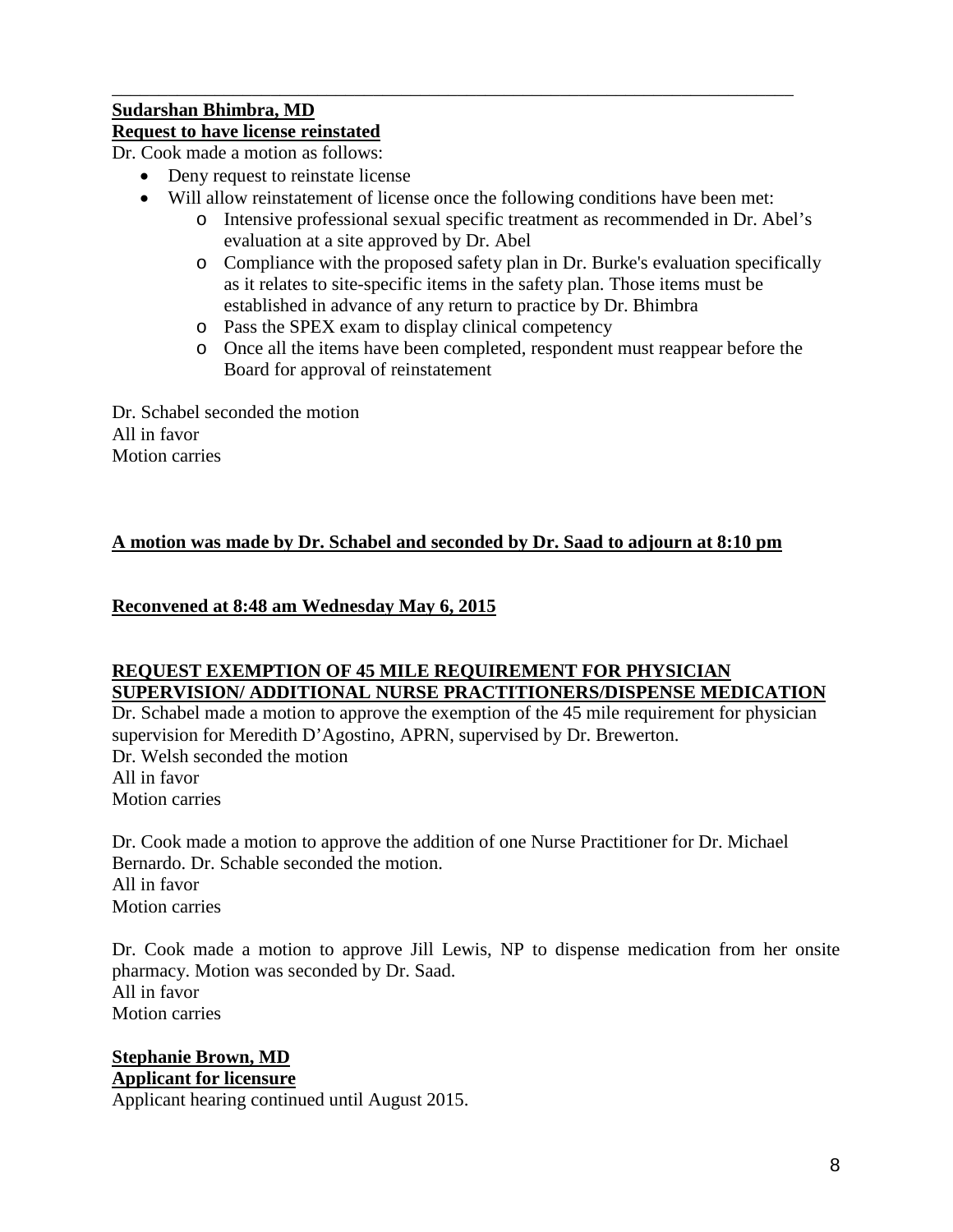---

**Sudarshan Bhimbra, MD**
**Request to have license reinstated**

Dr. Cook made a motion as follows:

- Deny request to reinstate license
- Will allow reinstatement of license once the following conditions have been met:
  - Intensive professional sexual specific treatment as recommended in Dr. Abel's evaluation at a site approved by Dr. Abel
  - Compliance with the proposed safety plan in Dr. Burke's evaluation specifically as it relates to site-specific items in the safety plan. Those items must be established in advance of any return to practice by Dr. Bhimbra
  - Pass the SPEX exam to display clinical competency
  - Once all the items have been completed, respondent must reappear before the Board for approval of reinstatement

Dr. Schabel seconded the motion
All in favor
Motion carries

**A motion was made by Dr. Schabel and seconded by Dr. Saad to adjourn at 8:10 pm**

**Reconvened at 8:48 am Wednesday May 6, 2015**

**REQUEST EXEMPTION OF 45 MILE REQUIREMENT FOR PHYSICIAN SUPERVISION/ ADDITIONAL NURSE PRACTITIONERS/DISPENSE MEDICATION**

Dr. Schabel made a motion to approve the exemption of the 45 mile requirement for physician supervision for Meredith D'Agostino, APRN, supervised by Dr. Brewerton.
Dr. Welsh seconded the motion
All in favor
Motion carries

Dr. Cook made a motion to approve the addition of one Nurse Practitioner for Dr. Michael Bernardo. Dr. Schable seconded the motion.
All in favor
Motion carries

Dr. Cook made a motion to approve Jill Lewis, NP to dispense medication from her onsite pharmacy. Motion was seconded by Dr. Saad.
All in favor
Motion carries

**Stephanie Brown, MD**
**Applicant for licensure**

Applicant hearing continued until August 2015.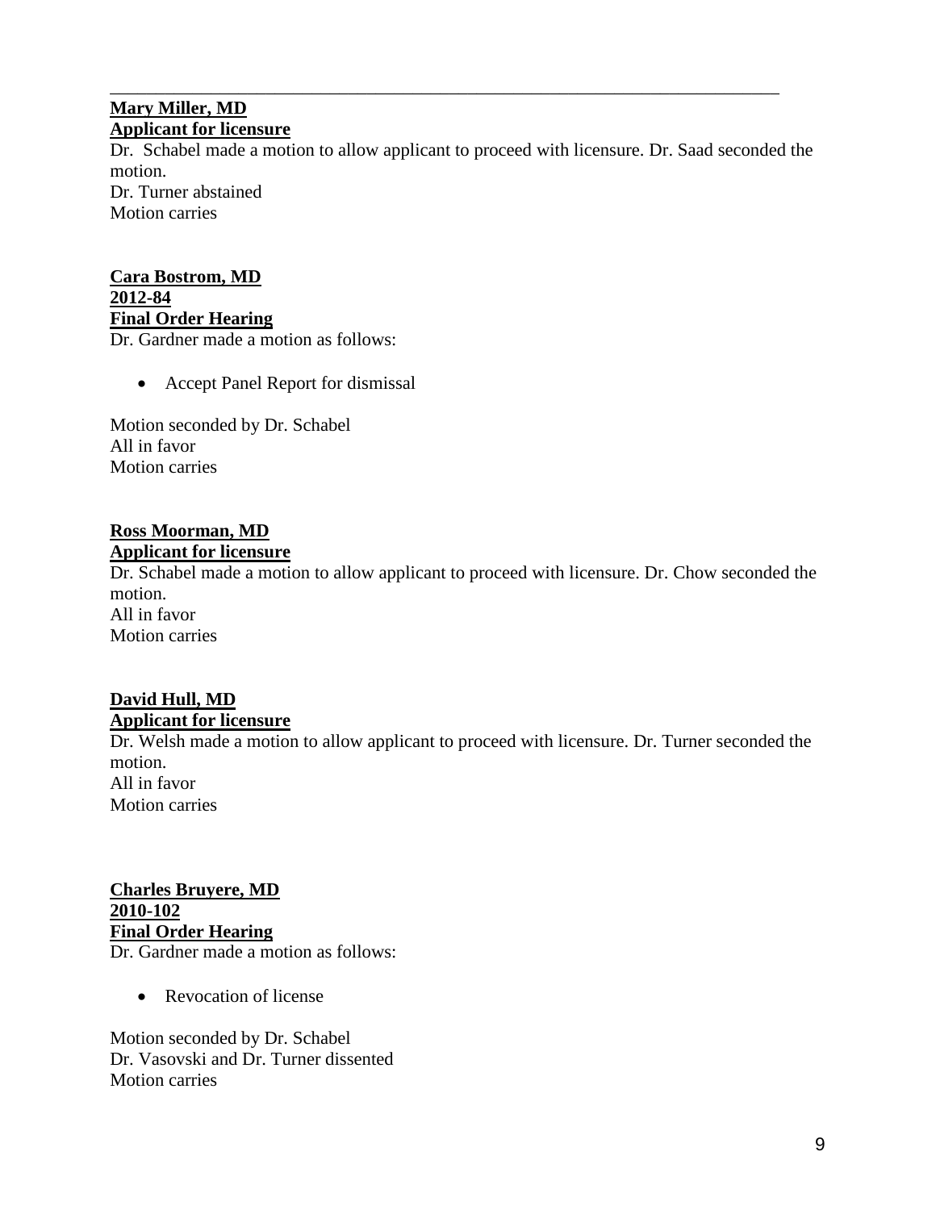---

**Mary Miller, MD**
**Applicant for licensure**

Dr. Schabel made a motion to allow applicant to proceed with licensure. Dr. Saad seconded the motion.
Dr. Turner abstained
Motion carries

**Cara Bostrom, MD**
**2012-84**
**Final Order Hearing**

Dr. Gardner made a motion as follows:

- Accept Panel Report for dismissal

Motion seconded by Dr. Schabel
All in favor
Motion carries

**Ross Moorman, MD**
**Applicant for licensure**

Dr. Schabel made a motion to allow applicant to proceed with licensure. Dr. Chow seconded the motion.
All in favor
Motion carries

**David Hull, MD**
**Applicant for licensure**

Dr. Welsh made a motion to allow applicant to proceed with licensure. Dr. Turner seconded the motion.
All in favor
Motion carries

**Charles Bruyere, MD**
**2010-102**
**Final Order Hearing**

Dr. Gardner made a motion as follows:

- Revocation of license

Motion seconded by Dr. Schabel
Dr. Vasovski and Dr. Turner dissented
Motion carries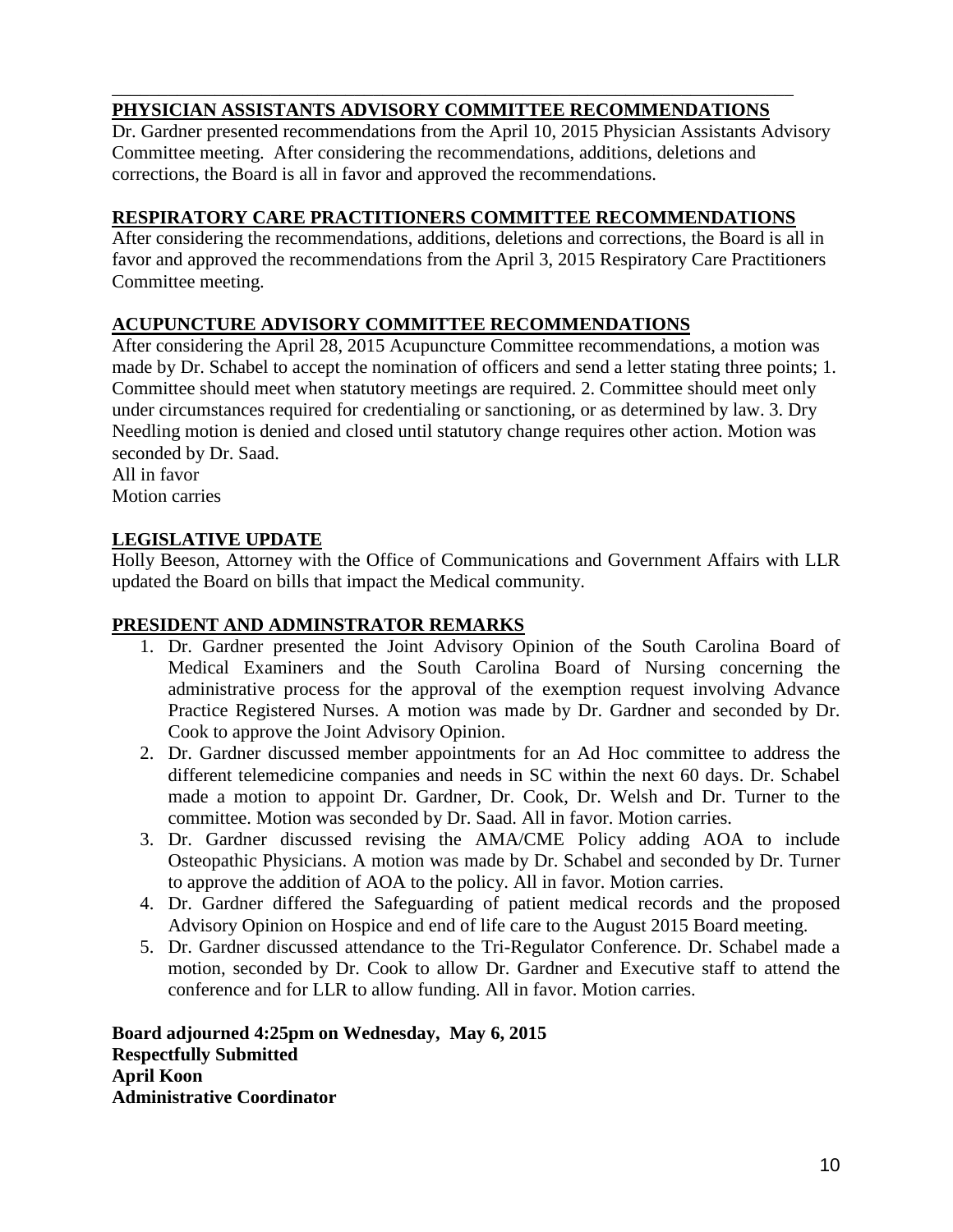## PHYSICIAN ASSISTANTS ADVISORY COMMITTEE RECOMMENDATIONS

Dr. Gardner presented recommendations from the April 10, 2015 Physician Assistants Advisory Committee meeting. After considering the recommendations, additions, deletions and corrections, the Board is all in favor and approved the recommendations.

## RESPIRATORY CARE PRACTITIONERS COMMITTEE RECOMMENDATIONS

After considering the recommendations, additions, deletions and corrections, the Board is all in favor and approved the recommendations from the April 3, 2015 Respiratory Care Practitioners Committee meeting.

## ACUPUNCTURE ADVISORY COMMITTEE RECOMMENDATIONS

After considering the April 28, 2015 Acupuncture Committee recommendations, a motion was made by Dr. Schabel to accept the nomination of officers and send a letter stating three points; 1. Committee should meet when statutory meetings are required. 2. Committee should meet only under circumstances required for credentialing or sanctioning, or as determined by law. 3. Dry Needling motion is denied and closed until statutory change requires other action. Motion was seconded by Dr. Saad.
All in favor
Motion carries

## LEGISLATIVE UPDATE

Holly Beeson, Attorney with the Office of Communications and Government Affairs with LLR updated the Board on bills that impact the Medical community.

## PRESIDENT AND ADMINSTRATOR REMARKS

1. Dr. Gardner presented the Joint Advisory Opinion of the South Carolina Board of Medical Examiners and the South Carolina Board of Nursing concerning the administrative process for the approval of the exemption request involving Advance Practice Registered Nurses. A motion was made by Dr. Gardner and seconded by Dr. Cook to approve the Joint Advisory Opinion.
2. Dr. Gardner discussed member appointments for an Ad Hoc committee to address the different telemedicine companies and needs in SC within the next 60 days. Dr. Schabel made a motion to appoint Dr. Gardner, Dr. Cook, Dr. Welsh and Dr. Turner to the committee. Motion was seconded by Dr. Saad. All in favor. Motion carries.
3. Dr. Gardner discussed revising the AMA/CME Policy adding AOA to include Osteopathic Physicians. A motion was made by Dr. Schabel and seconded by Dr. Turner to approve the addition of AOA to the policy. All in favor. Motion carries.
4. Dr. Gardner differed the Safeguarding of patient medical records and the proposed Advisory Opinion on Hospice and end of life care to the August 2015 Board meeting.
5. Dr. Gardner discussed attendance to the Tri-Regulator Conference. Dr. Schabel made a motion, seconded by Dr. Cook to allow Dr. Gardner and Executive staff to attend the conference and for LLR to allow funding. All in favor. Motion carries.

**Board adjourned 4:25pm on Wednesday, May 6, 2015**
**Respectfully Submitted**
**April Koon**
**Administrative Coordinator**